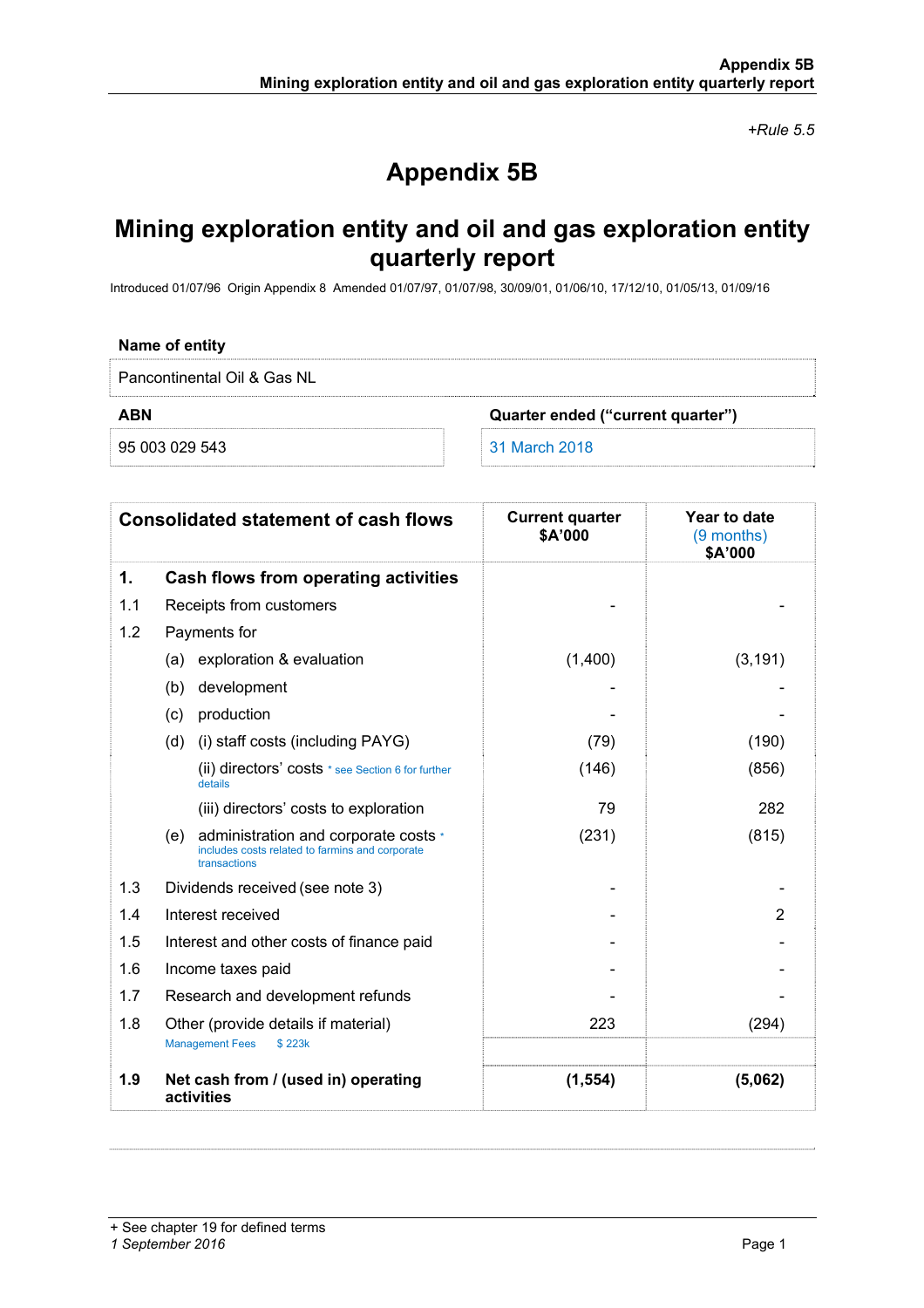*+Rule 5.5*

# Appendix 5B

# Mining exploration entity and oil and gas exploration entity quarterly report

Introduced 01/07/96 Origin Appendix 8 Amended 01/07/97, 01/07/98, 30/09/01, 01/06/10, 17/12/10, 01/05/13, 01/09/16

| Name of entity | |
|---|---|
| Pancontinental Oil & Gas NL | |
| **ABN** | **Quarter ended ("current quarter")** |
| 95 003 029 543 | 31 March 2018 |

| Consolidated statement of cash flows | | | Current quarter $A'000 | Year to date (9 months) $A'000 |
|---|---|---|---|---|
| **1.** | **Cash flows from operating activities** | | | |
| 1.1 | Receipts from customers | | - | - |
| 1.2 | Payments for | | | |
| | (a) | exploration & evaluation | (1,400) | (3,191) |
| | (b) | development | - | - |
| | (c) | production | - | - |
| | (d) | (i) staff costs (including PAYG) | (79) | (190) |
| | | (ii) directors' costs * see Section 6 for further details | (146) | (856) |
| | | (iii) directors' costs to exploration | 79 | 282 |
| | (e) | administration and corporate costs * includes costs related to farmins and corporate transactions | (231) | (815) |
| 1.3 | Dividends received (see note 3) | | - | - |
| 1.4 | Interest received | | - | 2 |
| 1.5 | Interest and other costs of finance paid | | - | - |
| 1.6 | Income taxes paid | | - | - |
| 1.7 | Research and development refunds | | - | - |
| 1.8 | Other (provide details if material) Management Fees $ 223k | | 223 | (294) |
| **1.9** | **Net cash from / (used in) operating activities** | | **(1,554)** | **(5,062)** |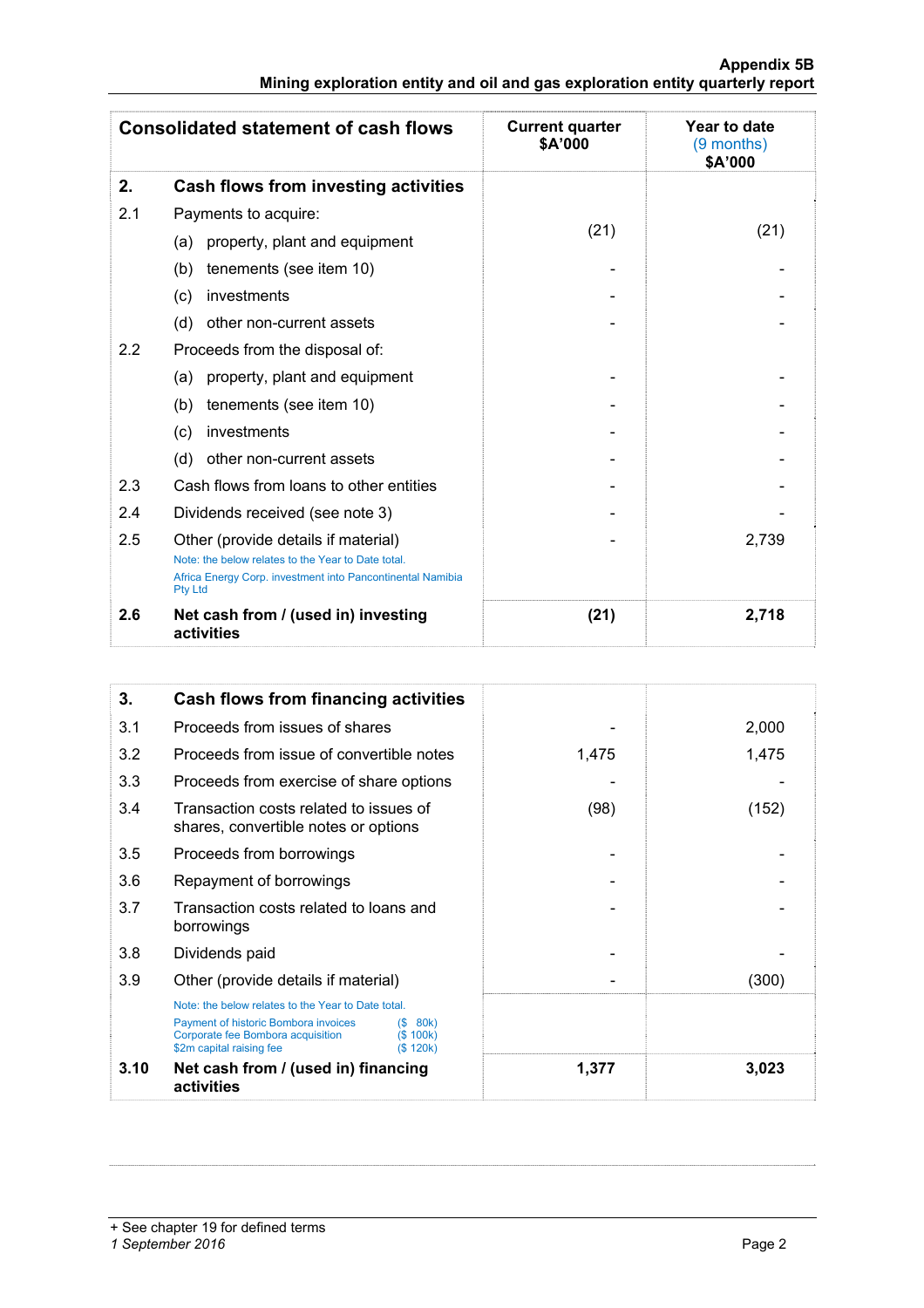| Consolidated statement of cash flows | | Current quarter $A'000 | Year to date (9 months) $A'000 |
|---|---|---|---|
| **2.** | **Cash flows from investing activities** | | |
| 2.1 | Payments to acquire: | | |
| | (a) property, plant and equipment | (21) | (21) |
| | (b) tenements (see item 10) | - | - |
| | (c) investments | - | - |
| | (d) other non-current assets | - | - |
| 2.2 | Proceeds from the disposal of: | | |
| | (a) property, plant and equipment | - | - |
| | (b) tenements (see item 10) | - | - |
| | (c) investments | - | - |
| | (d) other non-current assets | - | - |
| 2.3 | Cash flows from loans to other entities | - | - |
| 2.4 | Dividends received (see note 3) | - | - |
| 2.5 | Other (provide details if material)<br>Note: the below relates to the Year to Date total.<br>Africa Energy Corp. investment into Pancontinental Namibia Pty Ltd | - | 2,739 |
| **2.6** | **Net cash from / (used in) investing activities** | **(21)** | **2,718** |

| | | Current quarter $A'000 | Year to date (9 months) $A'000 |
|---|---|---|---|
| **3.** | **Cash flows from financing activities** | | |
| 3.1 | Proceeds from issues of shares | - | 2,000 |
| 3.2 | Proceeds from issue of convertible notes | 1,475 | 1,475 |
| 3.3 | Proceeds from exercise of share options | - | - |
| 3.4 | Transaction costs related to issues of shares, convertible notes or options | (98) | (152) |
| 3.5 | Proceeds from borrowings | - | - |
| 3.6 | Repayment of borrowings | - | - |
| 3.7 | Transaction costs related to loans and borrowings | - | - |
| 3.8 | Dividends paid | - | - |
| 3.9 | Other (provide details if material)<br>Note: the below relates to the Year to Date total.<br>Payment of historic Bombora invoices ($ 80k)<br>Corporate fee Bombora acquisition ($ 100k)<br>$2m capital raising fee ($ 120k) | - | (300) |
| **3.10** | **Net cash from / (used in) financing activities** | **1,377** | **3,023** |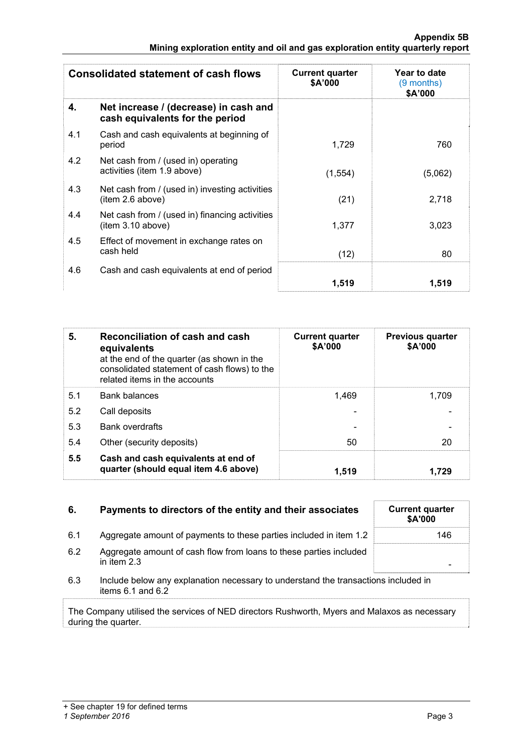| Consolidated statement of cash flows | | Current quarter $A'000 | Year to date (9 months) $A'000 |
|---|---|---|---|
| **4.** | **Net increase / (decrease) in cash and cash equivalents for the period** | | |
| 4.1 | Cash and cash equivalents at beginning of period | 1,729 | 760 |
| 4.2 | Net cash from / (used in) operating activities (item 1.9 above) | (1,554) | (5,062) |
| 4.3 | Net cash from / (used in) investing activities (item 2.6 above) | (21) | 2,718 |
| 4.4 | Net cash from / (used in) financing activities (item 3.10 above) | 1,377 | 3,023 |
| 4.5 | Effect of movement in exchange rates on cash held | (12) | 80 |
| 4.6 | Cash and cash equivalents at end of period | **1,519** | **1,519** |

| **5.** | **Reconciliation of cash and cash equivalents** at the end of the quarter (as shown in the consolidated statement of cash flows) to the related items in the accounts | Current quarter $A'000 | Previous quarter $A'000 |
|---|---|---|---|
| 5.1 | Bank balances | 1,469 | 1,709 |
| 5.2 | Call deposits | - | - |
| 5.3 | Bank overdrafts | - | - |
| 5.4 | Other (security deposits) | 50 | 20 |
| **5.5** | **Cash and cash equivalents at end of quarter (should equal item 4.6 above)** | **1,519** | **1,729** |

| **6.** | **Payments to directors of the entity and their associates** | Current quarter $A'000 |
|---|---|---|
| 6.1 | Aggregate amount of payments to these parties included in item 1.2 | 146 |
| 6.2 | Aggregate amount of cash flow from loans to these parties included in item 2.3 | - |

6.3 Include below any explanation necessary to understand the transactions included in items 6.1 and 6.2

The Company utilised the services of NED directors Rushworth, Myers and Malaxos as necessary during the quarter.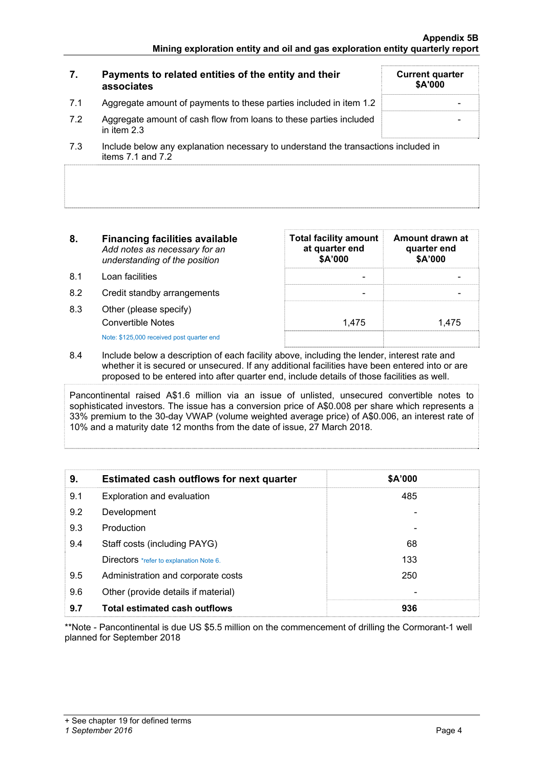| 7. | Payments to related entities of the entity and their associates | Current quarter $A'000 |
|---|---|---|
| 7.1 | Aggregate amount of payments to these parties included in item 1.2 | - |
| 7.2 | Aggregate amount of cash flow from loans to these parties included in item 2.3 | - |

7.3 Include below any explanation necessary to understand the transactions included in items 7.1 and 7.2

| 8. | Financing facilities available *Add notes as necessary for an understanding of the position* | Total facility amount at quarter end $A'000 | Amount drawn at quarter end $A'000 |
|---|---|---|---|
| 8.1 | Loan facilities | - | - |
| 8.2 | Credit standby arrangements | - | - |
| 8.3 | Other (please specify) Convertible Notes | 1,475 | 1,475 |
| | Note: $125,000 received post quarter end | | |

8.4 Include below a description of each facility above, including the lender, interest rate and whether it is secured or unsecured. If any additional facilities have been entered into or are proposed to be entered into after quarter end, include details of those facilities as well.

Pancontinental raised A$1.6 million via an issue of unlisted, unsecured convertible notes to sophisticated investors. The issue has a conversion price of A$0.008 per share which represents a 33% premium to the 30-day VWAP (volume weighted average price) of A$0.006, an interest rate of 10% and a maturity date 12 months from the date of issue, 27 March 2018.

| 9. | Estimated cash outflows for next quarter | $A'000 |
|---|---|---|
| 9.1 | Exploration and evaluation | 485 |
| 9.2 | Development | - |
| 9.3 | Production | - |
| 9.4 | Staff costs (including PAYG) | 68 |
| | Directors *refer to explanation Note 6. | 133 |
| 9.5 | Administration and corporate costs | 250 |
| 9.6 | Other (provide details if material) | - |
| **9.7** | **Total estimated cash outflows** | **936** |

**Note - Pancontinental is due US $5.5 million on the commencement of drilling the Cormorant-1 well planned for September 2018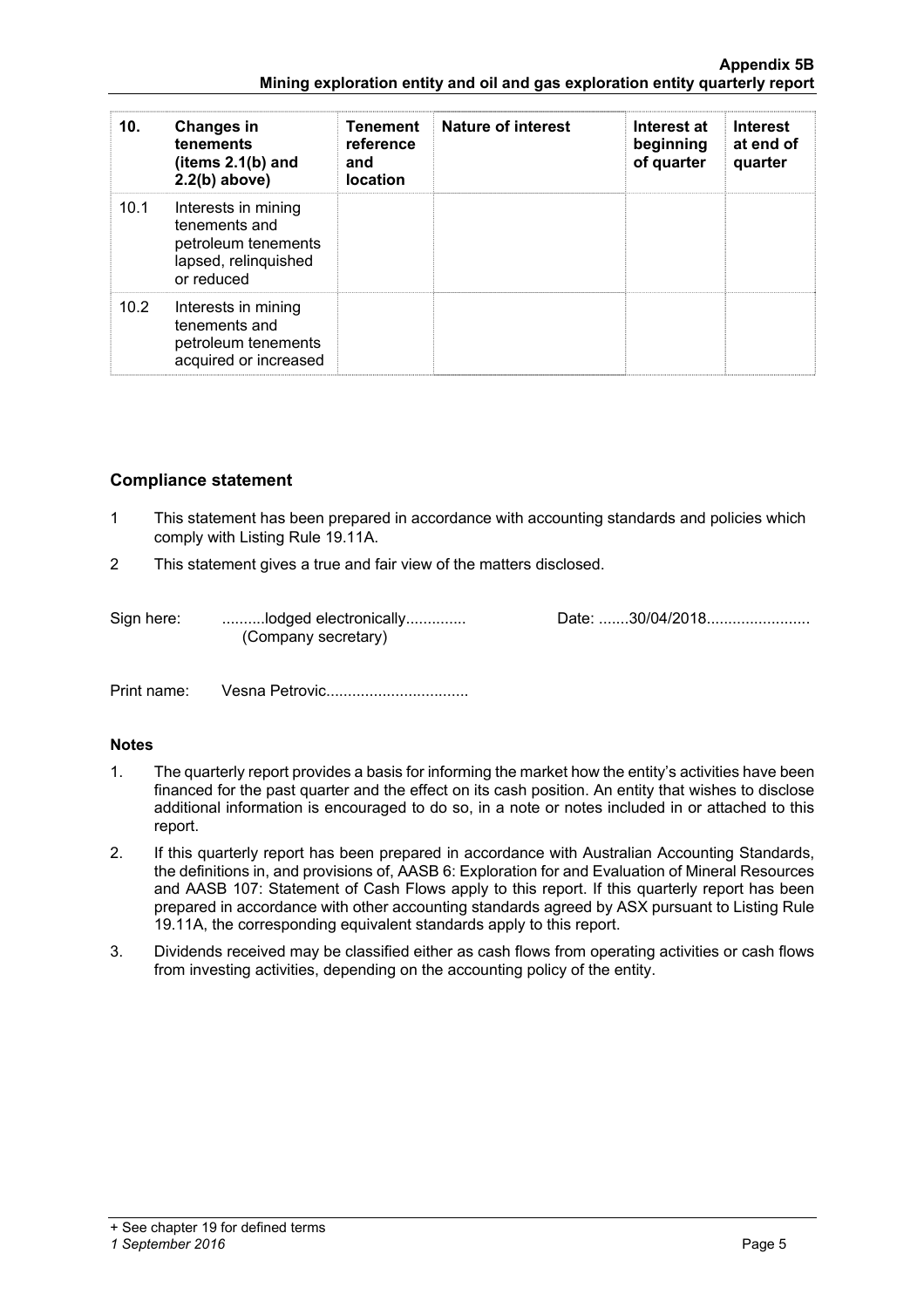| 10. | Changes in tenements (items 2.1(b) and 2.2(b) above) | Tenement reference and location | Nature of interest | Interest at beginning of quarter | Interest at end of quarter |
|---|---|---|---|---|---|
| 10.1 | Interests in mining tenements and petroleum tenements lapsed, relinquished or reduced | | | | |
| 10.2 | Interests in mining tenements and petroleum tenements acquired or increased | | | | |

## Compliance statement

1. This statement has been prepared in accordance with accounting standards and policies which comply with Listing Rule 19.11A.
2. This statement gives a true and fair view of the matters disclosed.

Sign here: ..........lodged electronically.............. (Company secretary)

Date: .......30/04/2018........................

Print name: Vesna Petrovic................................

## Notes

1. The quarterly report provides a basis for informing the market how the entity's activities have been financed for the past quarter and the effect on its cash position. An entity that wishes to disclose additional information is encouraged to do so, in a note or notes included in or attached to this report.
2. If this quarterly report has been prepared in accordance with Australian Accounting Standards, the definitions in, and provisions of, AASB 6: Exploration for and Evaluation of Mineral Resources and AASB 107: Statement of Cash Flows apply to this report. If this quarterly report has been prepared in accordance with other accounting standards agreed by ASX pursuant to Listing Rule 19.11A, the corresponding equivalent standards apply to this report.
3. Dividends received may be classified either as cash flows from operating activities or cash flows from investing activities, depending on the accounting policy of the entity.

+ See chapter 19 for defined terms

*1 September 2016*